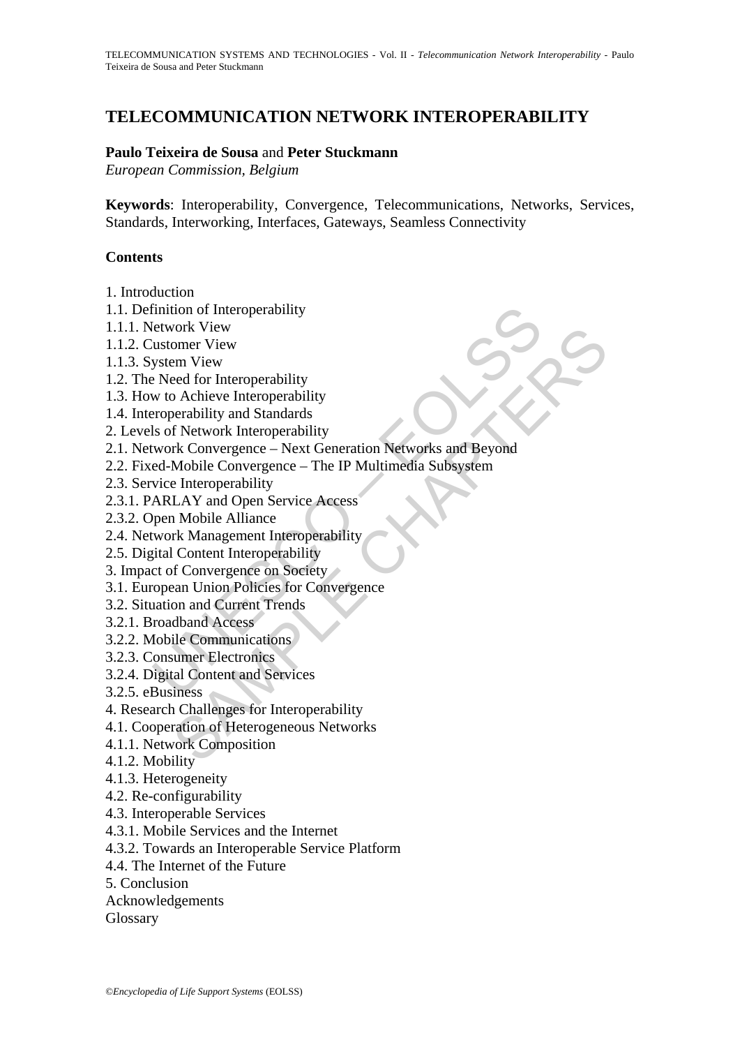# TELECOMMUNICATION NETWORK INTEROPERABILITY

**Paulo Teixeira de Sousa** and **Peter Stuckmann**

*European Commission, Belgium*

**Keywords**: Interoperability, Convergence, Telecommunications, Networks, Services, Standards, Interworking, Interfaces, Gateways, Seamless Connectivity

## Contents

1. Introduction
1.1. Definition of Interoperability
1.1.1. Network View
1.1.2. Customer View
1.1.3. System View
1.2. The Need for Interoperability
1.3. How to Achieve Interoperability
1.4. Interoperability and Standards
2. Levels of Network Interoperability
2.1. Network Convergence – Next Generation Networks and Beyond
2.2. Fixed-Mobile Convergence – The IP Multimedia Subsystem
2.3. Service Interoperability
2.3.1. PARLAY and Open Service Access
2.3.2. Open Mobile Alliance
2.4. Network Management Interoperability
2.5. Digital Content Interoperability
3. Impact of Convergence on Society
3.1. European Union Policies for Convergence
3.2. Situation and Current Trends
3.2.1. Broadband Access
3.2.2. Mobile Communications
3.2.3. Consumer Electronics
3.2.4. Digital Content and Services
3.2.5. eBusiness
4. Research Challenges for Interoperability
4.1. Cooperation of Heterogeneous Networks
4.1.1. Network Composition
4.1.2. Mobility
4.1.3. Heterogeneity
4.2. Re-configurability
4.3. Interoperable Services
4.3.1. Mobile Services and the Internet
4.3.2. Towards an Interoperable Service Platform
4.4. The Internet of the Future
5. Conclusion
Acknowledgements
Glossary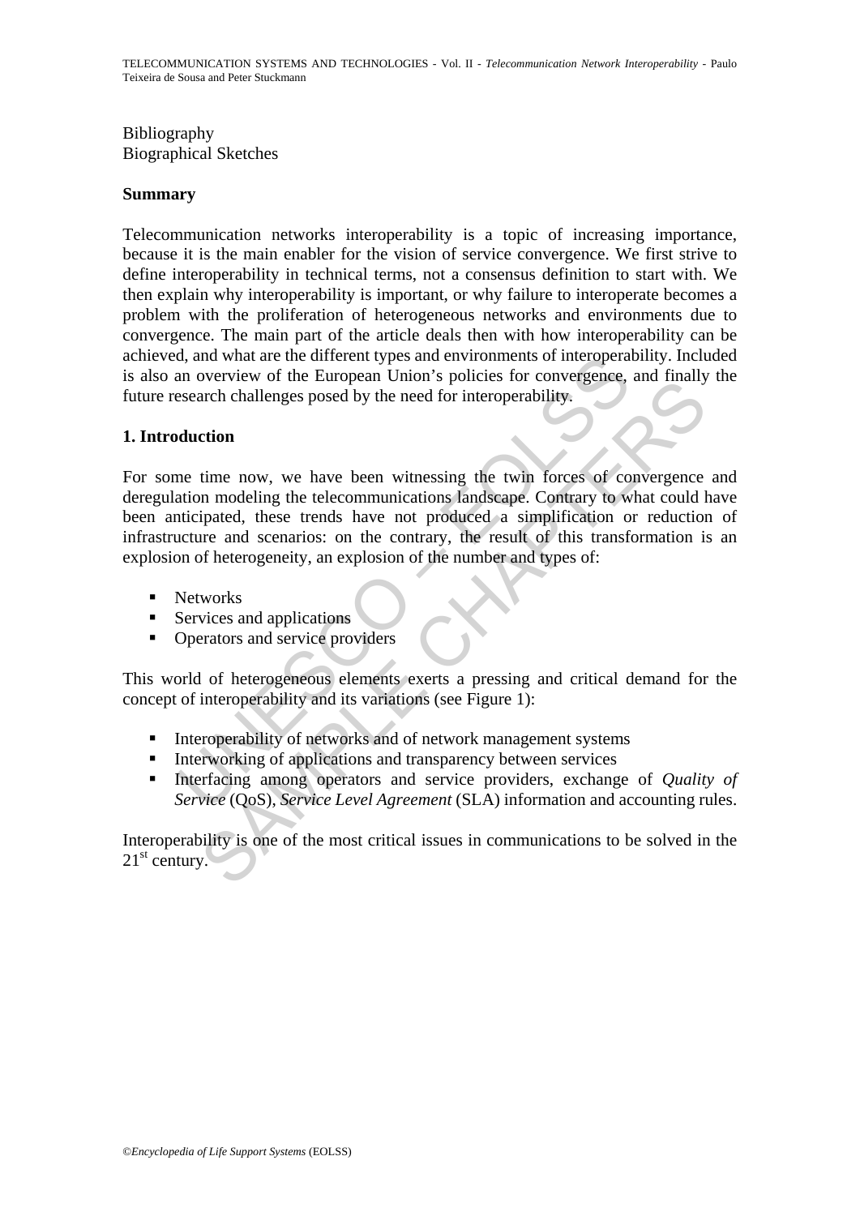Bibliography
Biographical Sketches

## Summary

Telecommunication networks interoperability is a topic of increasing importance, because it is the main enabler for the vision of service convergence. We first strive to define interoperability in technical terms, not a consensus definition to start with. We then explain why interoperability is important, or why failure to interoperate becomes a problem with the proliferation of heterogeneous networks and environments due to convergence. The main part of the article deals then with how interoperability can be achieved, and what are the different types and environments of interoperability. Included is also an overview of the European Union's policies for convergence, and finally the future research challenges posed by the need for interoperability.

## 1. Introduction

For some time now, we have been witnessing the twin forces of convergence and deregulation modeling the telecommunications landscape. Contrary to what could have been anticipated, these trends have not produced a simplification or reduction of infrastructure and scenarios: on the contrary, the result of this transformation is an explosion of heterogeneity, an explosion of the number and types of:

- Networks
- Services and applications
- Operators and service providers

This world of heterogeneous elements exerts a pressing and critical demand for the concept of interoperability and its variations (see Figure 1):

- Interoperability of networks and of network management systems
- Interworking of applications and transparency between services
- Interfacing among operators and service providers, exchange of *Quality of Service* (QoS), *Service Level Agreement* (SLA) information and accounting rules.

Interoperability is one of the most critical issues in communications to be solved in the 21st century.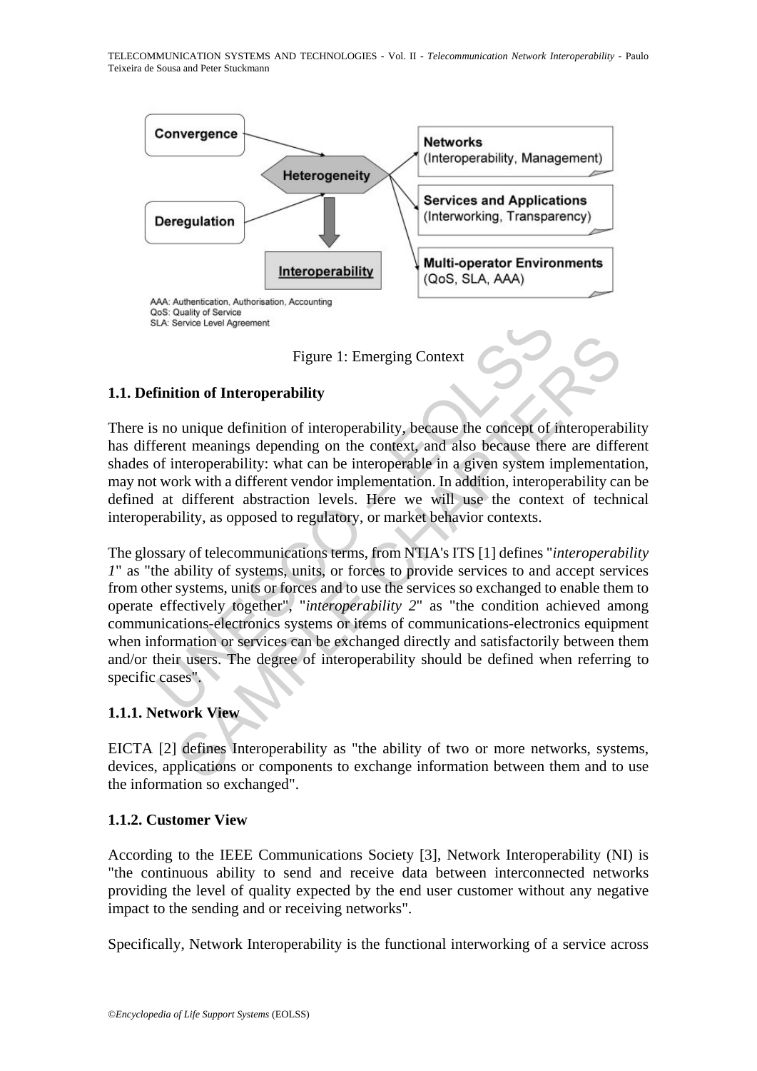AAA: Authentication, Authorisation, Accounting
QoS: Quality of Service
SLA: Service Level Agreement

Figure 1: Emerging Context

### 1.1. Definition of Interoperability

There is no unique definition of interoperability, because the concept of interoperability has different meanings depending on the context, and also because there are different shades of interoperability: what can be interoperable in a given system implementation, may not work with a different vendor implementation. In addition, interoperability can be defined at different abstraction levels. Here we will use the context of technical interoperability, as opposed to regulatory, or market behavior contexts.

The glossary of telecommunications terms, from NTIA's ITS [1] defines "*interoperability 1*" as "the ability of systems, units, or forces to provide services to and accept services from other systems, units or forces and to use the services so exchanged to enable them to operate effectively together", "*interoperability 2*" as "the condition achieved among communications-electronics systems or items of communications-electronics equipment when information or services can be exchanged directly and satisfactorily between them and/or their users. The degree of interoperability should be defined when referring to specific cases".

#### 1.1.1. Network View

EICTA [2] defines Interoperability as "the ability of two or more networks, systems, devices, applications or components to exchange information between them and to use the information so exchanged".

#### 1.1.2. Customer View

According to the IEEE Communications Society [3], Network Interoperability (NI) is "the continuous ability to send and receive data between interconnected networks providing the level of quality expected by the end user customer without any negative impact to the sending and or receiving networks".

Specifically, Network Interoperability is the functional interworking of a service across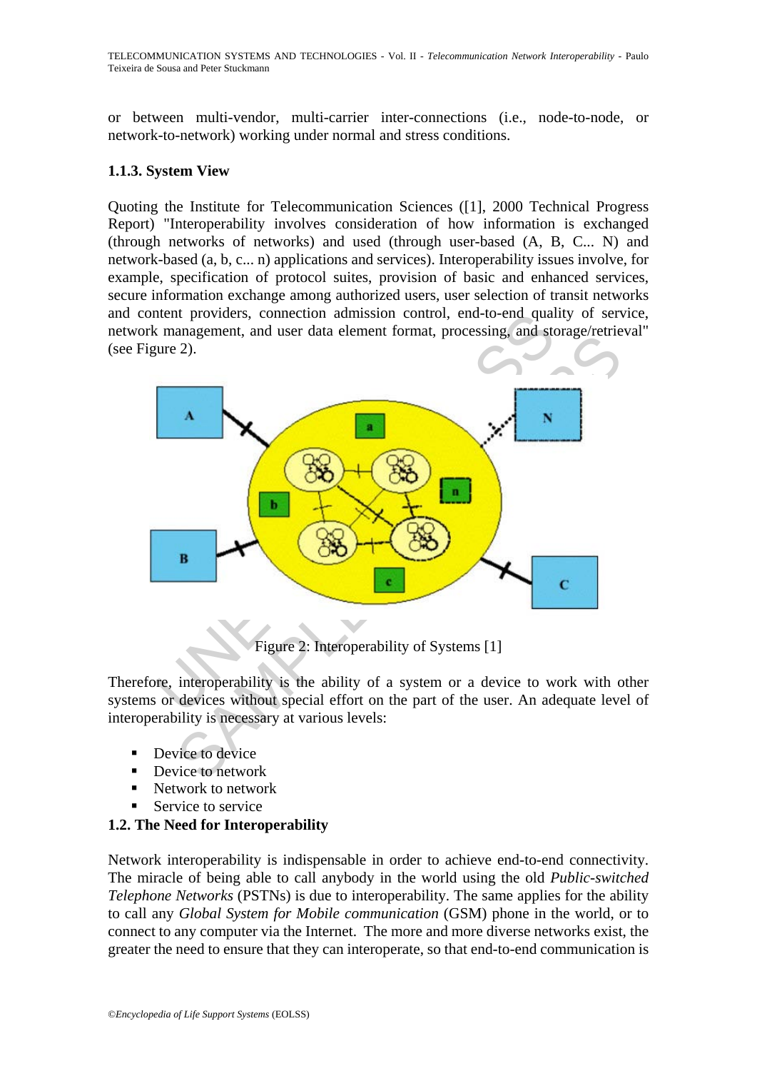or between multi-vendor, multi-carrier inter-connections (i.e., node-to-node, or network-to-network) working under normal and stress conditions.

### 1.1.3. System View

Quoting the Institute for Telecommunication Sciences ([1], 2000 Technical Progress Report) "Interoperability involves consideration of how information is exchanged (through networks of networks) and used (through user-based (A, B, C... N) and network-based (a, b, c... n) applications and services). Interoperability issues involve, for example, specification of protocol suites, provision of basic and enhanced services, secure information exchange among authorized users, user selection of transit networks and content providers, connection admission control, end-to-end quality of service, network management, and user data element format, processing, and storage/retrieval" (see Figure 2).

Figure 2: Interoperability of Systems [1]

Therefore, interoperability is the ability of a system or a device to work with other systems or devices without special effort on the part of the user. An adequate level of interoperability is necessary at various levels:

- Device to device
- Device to network
- Network to network
- Service to service

## 1.2. The Need for Interoperability

Network interoperability is indispensable in order to achieve end-to-end connectivity. The miracle of being able to call anybody in the world using the old *Public-switched Telephone Networks* (PSTNs) is due to interoperability. The same applies for the ability to call any *Global System for Mobile communication* (GSM) phone in the world, or to connect to any computer via the Internet. The more and more diverse networks exist, the greater the need to ensure that they can interoperate, so that end-to-end communication is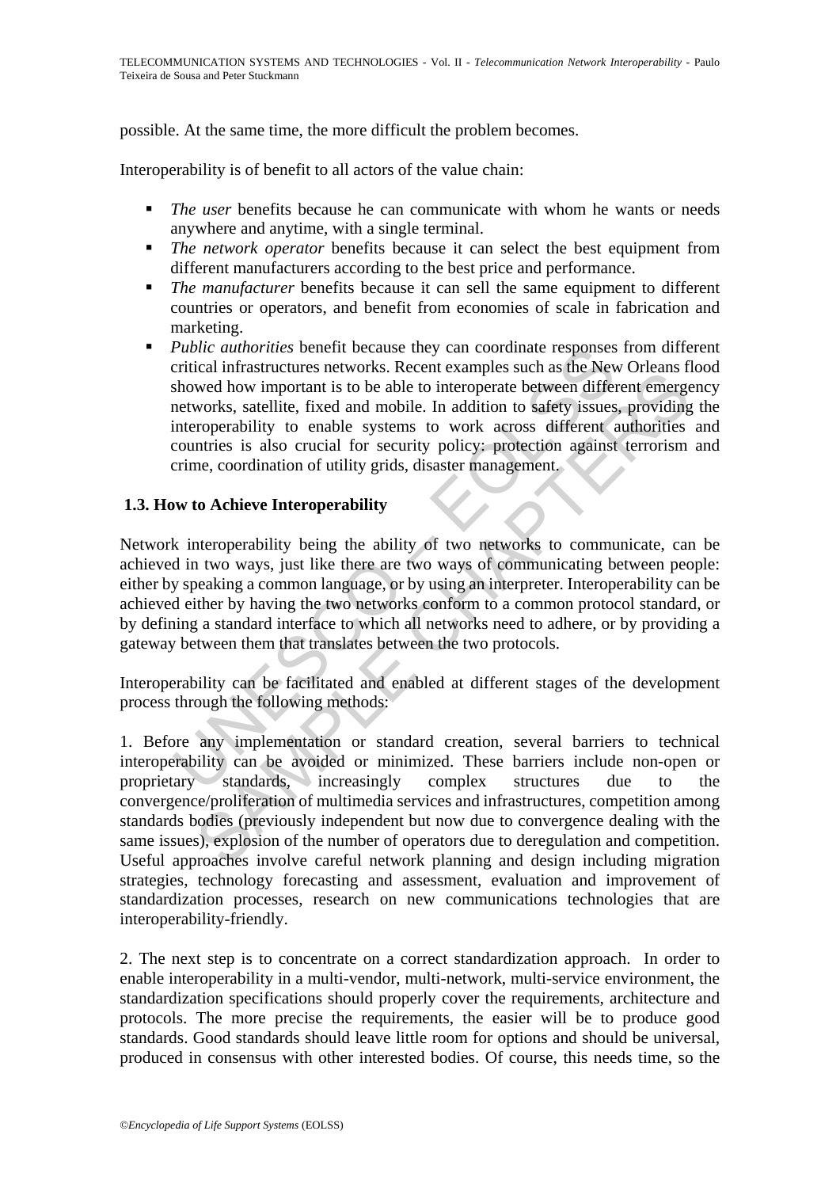possible. At the same time, the more difficult the problem becomes.

Interoperability is of benefit to all actors of the value chain:

- *The user* benefits because he can communicate with whom he wants or needs anywhere and anytime, with a single terminal.
- *The network operator* benefits because it can select the best equipment from different manufacturers according to the best price and performance.
- *The manufacturer* benefits because it can sell the same equipment to different countries or operators, and benefit from economies of scale in fabrication and marketing.
- *Public authorities* benefit because they can coordinate responses from different critical infrastructures networks. Recent examples such as the New Orleans flood showed how important is to be able to interoperate between different emergency networks, satellite, fixed and mobile. In addition to safety issues, providing the interoperability to enable systems to work across different authorities and countries is also crucial for security policy: protection against terrorism and crime, coordination of utility grids, disaster management.

### 1.3. How to Achieve Interoperability

Network interoperability being the ability of two networks to communicate, can be achieved in two ways, just like there are two ways of communicating between people: either by speaking a common language, or by using an interpreter. Interoperability can be achieved either by having the two networks conform to a common protocol standard, or by defining a standard interface to which all networks need to adhere, or by providing a gateway between them that translates between the two protocols.

Interoperability can be facilitated and enabled at different stages of the development process through the following methods:

1. Before any implementation or standard creation, several barriers to technical interoperability can be avoided or minimized. These barriers include non-open or proprietary standards, increasingly complex structures due to the convergence/proliferation of multimedia services and infrastructures, competition among standards bodies (previously independent but now due to convergence dealing with the same issues), explosion of the number of operators due to deregulation and competition. Useful approaches involve careful network planning and design including migration strategies, technology forecasting and assessment, evaluation and improvement of standardization processes, research on new communications technologies that are interoperability-friendly.

2. The next step is to concentrate on a correct standardization approach. In order to enable interoperability in a multi-vendor, multi-network, multi-service environment, the standardization specifications should properly cover the requirements, architecture and protocols. The more precise the requirements, the easier will be to produce good standards. Good standards should leave little room for options and should be universal, produced in consensus with other interested bodies. Of course, this needs time, so the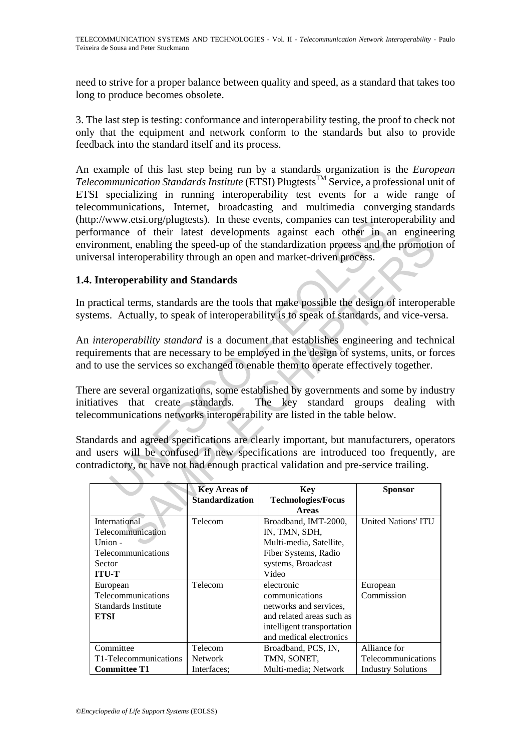need to strive for a proper balance between quality and speed, as a standard that takes too long to produce becomes obsolete.

3. The last step is testing: conformance and interoperability testing, the proof to check not only that the equipment and network conform to the standards but also to provide feedback into the standard itself and its process.

An example of this last step being run by a standards organization is the *European Telecommunication Standards Institute* (ETSI) Plugtests™ Service, a professional unit of ETSI specializing in running interoperability test events for a wide range of telecommunications, Internet, broadcasting and multimedia converging standards (http://www.etsi.org/plugtests). In these events, companies can test interoperability and performance of their latest developments against each other in an engineering environment, enabling the speed-up of the standardization process and the promotion of universal interoperability through an open and market-driven process.

## 1.4. Interoperability and Standards

In practical terms, standards are the tools that make possible the design of interoperable systems. Actually, to speak of interoperability is to speak of standards, and vice-versa.

An *interoperability standard* is a document that establishes engineering and technical requirements that are necessary to be employed in the design of systems, units, or forces and to use the services so exchanged to enable them to operate effectively together.

There are several organizations, some established by governments and some by industry initiatives that create standards. The key standard groups dealing with telecommunications networks interoperability are listed in the table below.

Standards and agreed specifications are clearly important, but manufacturers, operators and users will be confused if new specifications are introduced too frequently, are contradictory, or have not had enough practical validation and pre-service trailing.

| | Key Areas of Standardization | Key Technologies/Focus Areas | Sponsor |
|---|---|---|---|
| International Telecommunication Union - Telecommunications Sector **ITU-T** | Telecom | Broadband, IMT-2000, IN, TMN, SDH, Multi-media, Satellite, Fiber Systems, Radio systems, Broadcast Video | United Nations' ITU |
| European Telecommunications Standards Institute **ETSI** | Telecom | electronic communications networks and services, and related areas such as intelligent transportation and medical electronics | European Commission |
| Committee T1-Telecommunications **Committee T1** | Telecom Network Interfaces; | Broadband, PCS, IN, TMN, SONET, Multi-media; Network | Alliance for Telecommunications Industry Solutions |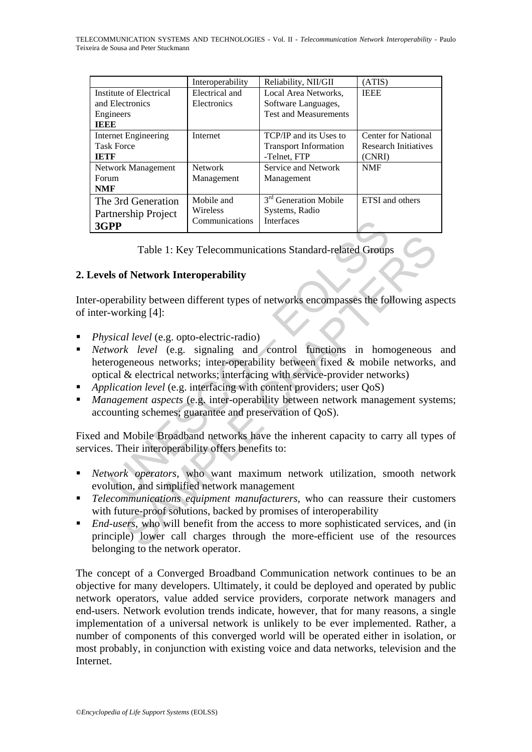| | Interoperability | Reliability, NII/GII | (ATIS) |
|---|---|---|---|
| Institute of Electrical and Electronics Engineers **IEEE** | Electrical and Electronics | Local Area Networks, Software Languages, Test and Measurements | IEEE |
| Internet Engineering Task Force **IETF** | Internet | TCP/IP and its Uses to Transport Information -Telnet, FTP | Center for National Research Initiatives (CNRI) |
| Network Management Forum **NMF** | Network Management | Service and Network Management | NMF |
| The 3rd Generation Partnership Project **3GPP** | Mobile and Wireless Communications | 3rd Generation Mobile Systems, Radio Interfaces | ETSI and others |

Table 1: Key Telecommunications Standard-related Groups

## 2. Levels of Network Interoperability

Inter-operability between different types of networks encompasses the following aspects of inter-working [4]:

- *Physical level* (e.g. opto-electric-radio)
- *Network level* (e.g. signaling and control functions in homogeneous and heterogeneous networks; inter-operability between fixed & mobile networks, and optical & electrical networks; interfacing with service-provider networks)
- *Application level* (e.g. interfacing with content providers; user QoS)
- *Management aspects* (e.g. inter-operability between network management systems; accounting schemes; guarantee and preservation of QoS).

Fixed and Mobile Broadband networks have the inherent capacity to carry all types of services. Their interoperability offers benefits to:

- *Network operators*, who want maximum network utilization, smooth network evolution, and simplified network management
- *Telecommunications equipment manufacturers*, who can reassure their customers with future-proof solutions, backed by promises of interoperability
- *End-users*, who will benefit from the access to more sophisticated services, and (in principle) lower call charges through the more-efficient use of the resources belonging to the network operator.

The concept of a Converged Broadband Communication network continues to be an objective for many developers. Ultimately, it could be deployed and operated by public network operators, value added service providers, corporate network managers and end-users. Network evolution trends indicate, however, that for many reasons, a single implementation of a universal network is unlikely to be ever implemented. Rather, a number of components of this converged world will be operated either in isolation, or most probably, in conjunction with existing voice and data networks, television and the Internet.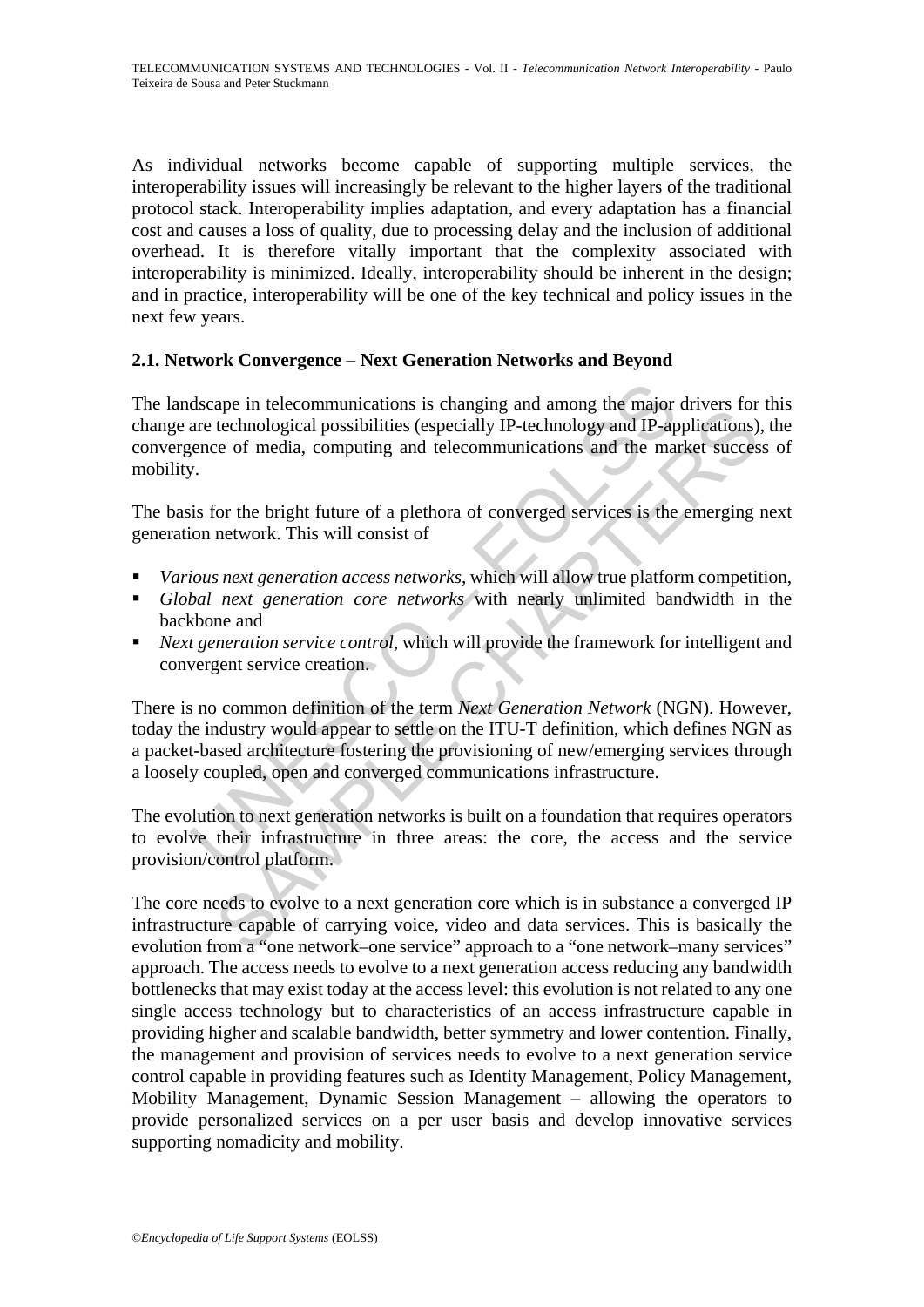As individual networks become capable of supporting multiple services, the interoperability issues will increasingly be relevant to the higher layers of the traditional protocol stack. Interoperability implies adaptation, and every adaptation has a financial cost and causes a loss of quality, due to processing delay and the inclusion of additional overhead. It is therefore vitally important that the complexity associated with interoperability is minimized. Ideally, interoperability should be inherent in the design; and in practice, interoperability will be one of the key technical and policy issues in the next few years.

### 2.1. Network Convergence – Next Generation Networks and Beyond

The landscape in telecommunications is changing and among the major drivers for this change are technological possibilities (especially IP-technology and IP-applications), the convergence of media, computing and telecommunications and the market success of mobility.

The basis for the bright future of a plethora of converged services is the emerging next generation network. This will consist of

- *Various next generation access networks*, which will allow true platform competition,
- *Global next generation core networks* with nearly unlimited bandwidth in the backbone and
- *Next generation service control*, which will provide the framework for intelligent and convergent service creation.

There is no common definition of the term *Next Generation Network* (NGN). However, today the industry would appear to settle on the ITU-T definition, which defines NGN as a packet-based architecture fostering the provisioning of new/emerging services through a loosely coupled, open and converged communications infrastructure.

The evolution to next generation networks is built on a foundation that requires operators to evolve their infrastructure in three areas: the core, the access and the service provision/control platform.

The core needs to evolve to a next generation core which is in substance a converged IP infrastructure capable of carrying voice, video and data services. This is basically the evolution from a "one network–one service" approach to a "one network–many services" approach. The access needs to evolve to a next generation access reducing any bandwidth bottlenecks that may exist today at the access level: this evolution is not related to any one single access technology but to characteristics of an access infrastructure capable in providing higher and scalable bandwidth, better symmetry and lower contention. Finally, the management and provision of services needs to evolve to a next generation service control capable in providing features such as Identity Management, Policy Management, Mobility Management, Dynamic Session Management – allowing the operators to provide personalized services on a per user basis and develop innovative services supporting nomadicity and mobility.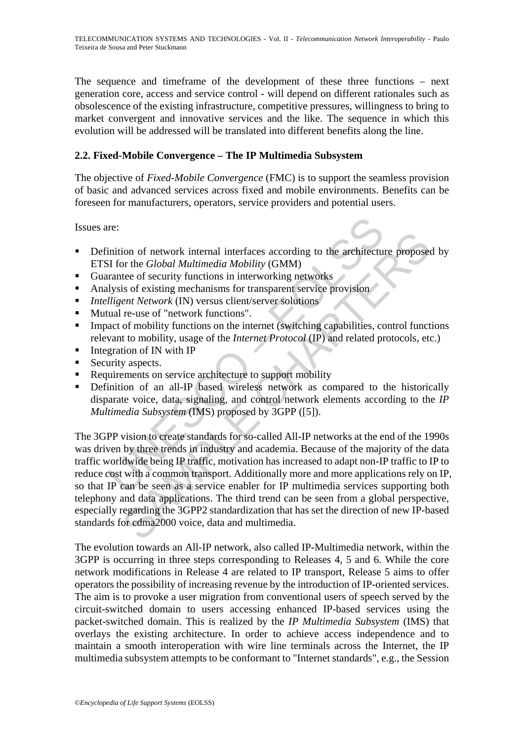The sequence and timeframe of the development of these three functions – next generation core, access and service control - will depend on different rationales such as obsolescence of the existing infrastructure, competitive pressures, willingness to bring to market convergent and innovative services and the like. The sequence in which this evolution will be addressed will be translated into different benefits along the line.

## 2.2. Fixed-Mobile Convergence – The IP Multimedia Subsystem

The objective of *Fixed-Mobile Convergence* (FMC) is to support the seamless provision of basic and advanced services across fixed and mobile environments. Benefits can be foreseen for manufacturers, operators, service providers and potential users.

Issues are:

- Definition of network internal interfaces according to the architecture proposed by ETSI for the *Global Multimedia Mobility* (GMM)
- Guarantee of security functions in interworking networks
- Analysis of existing mechanisms for transparent service provision
- *Intelligent Network* (IN) versus client/server solutions
- Mutual re-use of "network functions".
- Impact of mobility functions on the internet (switching capabilities, control functions relevant to mobility, usage of the *Internet Protocol* (IP) and related protocols, etc.)
- Integration of IN with IP
- Security aspects.
- Requirements on service architecture to support mobility
- Definition of an all-IP based wireless network as compared to the historically disparate voice, data, signaling, and control network elements according to the *IP Multimedia Subsystem* (IMS) proposed by 3GPP ([5]).

The 3GPP vision to create standards for so-called All-IP networks at the end of the 1990s was driven by three trends in industry and academia. Because of the majority of the data traffic worldwide being IP traffic, motivation has increased to adapt non-IP traffic to IP to reduce cost with a common transport. Additionally more and more applications rely on IP, so that IP can be seen as a service enabler for IP multimedia services supporting both telephony and data applications. The third trend can be seen from a global perspective, especially regarding the 3GPP2 standardization that has set the direction of new IP-based standards for cdma2000 voice, data and multimedia.

The evolution towards an All-IP network, also called IP-Multimedia network, within the 3GPP is occurring in three steps corresponding to Releases 4, 5 and 6. While the core network modifications in Release 4 are related to IP transport, Release 5 aims to offer operators the possibility of increasing revenue by the introduction of IP-oriented services. The aim is to provoke a user migration from conventional users of speech served by the circuit-switched domain to users accessing enhanced IP-based services using the packet-switched domain. This is realized by the *IP Multimedia Subsystem* (IMS) that overlays the existing architecture. In order to achieve access independence and to maintain a smooth interoperation with wire line terminals across the Internet, the IP multimedia subsystem attempts to be conformant to "Internet standards", e.g., the Session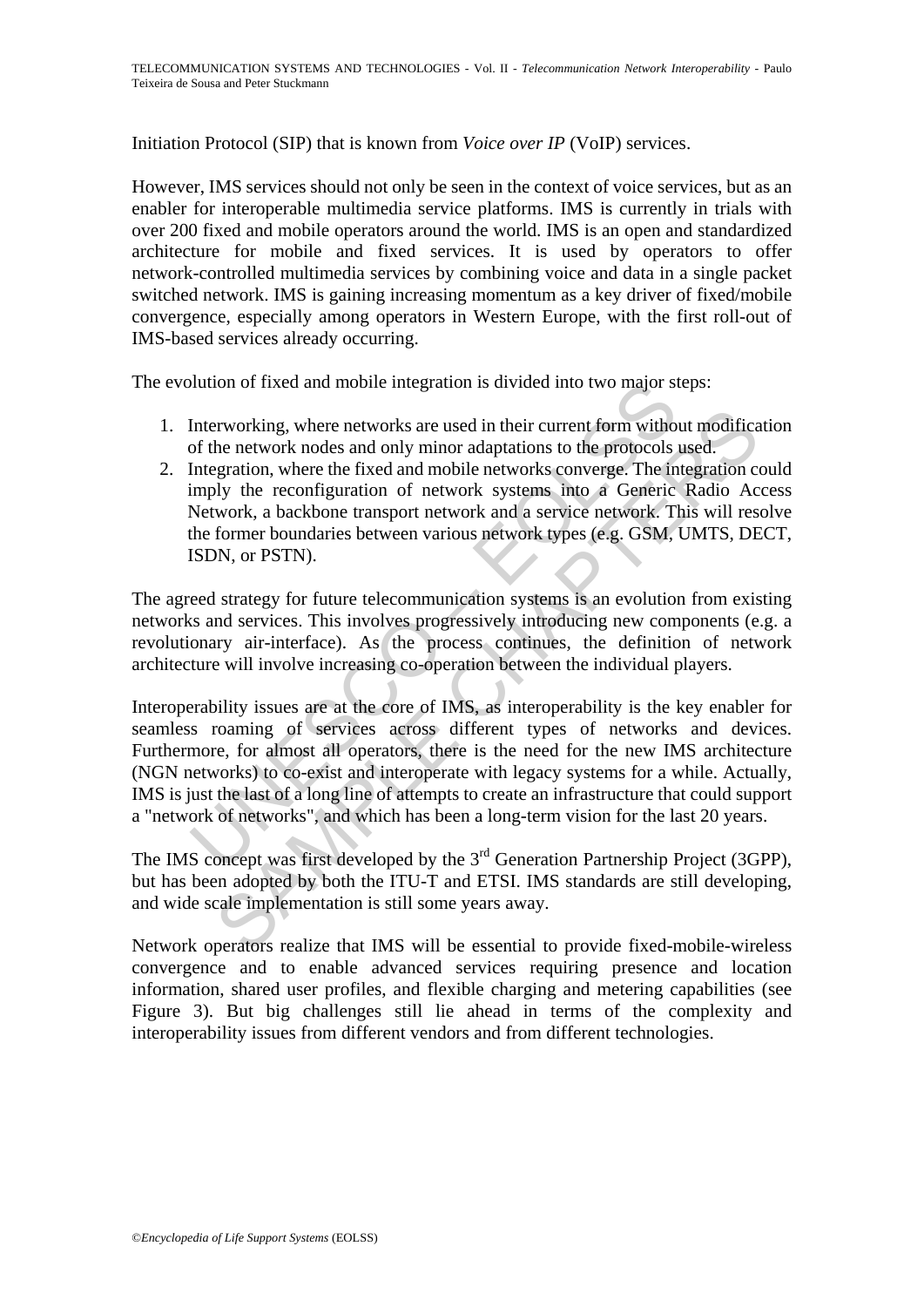Initiation Protocol (SIP) that is known from *Voice over IP* (VoIP) services.

However, IMS services should not only be seen in the context of voice services, but as an enabler for interoperable multimedia service platforms. IMS is currently in trials with over 200 fixed and mobile operators around the world. IMS is an open and standardized architecture for mobile and fixed services. It is used by operators to offer network-controlled multimedia services by combining voice and data in a single packet switched network. IMS is gaining increasing momentum as a key driver of fixed/mobile convergence, especially among operators in Western Europe, with the first roll-out of IMS-based services already occurring.

The evolution of fixed and mobile integration is divided into two major steps:

1. Interworking, where networks are used in their current form without modification of the network nodes and only minor adaptations to the protocols used.
2. Integration, where the fixed and mobile networks converge. The integration could imply the reconfiguration of network systems into a Generic Radio Access Network, a backbone transport network and a service network. This will resolve the former boundaries between various network types (e.g. GSM, UMTS, DECT, ISDN, or PSTN).

The agreed strategy for future telecommunication systems is an evolution from existing networks and services. This involves progressively introducing new components (e.g. a revolutionary air-interface). As the process continues, the definition of network architecture will involve increasing co-operation between the individual players.

Interoperability issues are at the core of IMS, as interoperability is the key enabler for seamless roaming of services across different types of networks and devices. Furthermore, for almost all operators, there is the need for the new IMS architecture (NGN networks) to co-exist and interoperate with legacy systems for a while. Actually, IMS is just the last of a long line of attempts to create an infrastructure that could support a "network of networks", and which has been a long-term vision for the last 20 years.

The IMS concept was first developed by the 3rd Generation Partnership Project (3GPP), but has been adopted by both the ITU-T and ETSI. IMS standards are still developing, and wide scale implementation is still some years away.

Network operators realize that IMS will be essential to provide fixed-mobile-wireless convergence and to enable advanced services requiring presence and location information, shared user profiles, and flexible charging and metering capabilities (see Figure 3). But big challenges still lie ahead in terms of the complexity and interoperability issues from different vendors and from different technologies.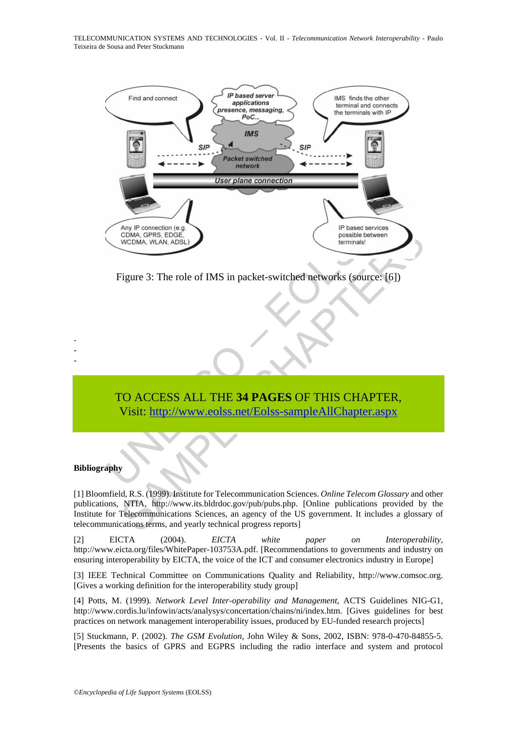Figure 3: The role of IMS in packet-switched networks (source: [6])

-
-
-

TO ACCESS ALL THE **34 PAGES** OF THIS CHAPTER,
Visit: http://www.eolss.net/Eolss-sampleAllChapter.aspx

**Bibliography**

[1] Bloomfield, R.S. (1999). Institute for Telecommunication Sciences. *Online Telecom Glossary* and other publications, NTIA, http://www.its.bldrdoc.gov/pub/pubs.php. [Online publications provided by the Institute for Telecommunications Sciences, an agency of the US government. It includes a glossary of telecommunications terms, and yearly technical progress reports]

[2] EICTA (2004). *EICTA white paper on Interoperability*, http://www.eicta.org/files/WhitePaper-103753A.pdf. [Recommendations to governments and industry on ensuring interoperability by EICTA, the voice of the ICT and consumer electronics industry in Europe]

[3] IEEE Technical Committee on Communications Quality and Reliability, http://www.comsoc.org. [Gives a working definition for the interoperability study group]

[4] Potts, M. (1999). *Network Level Inter-operability and Management*, ACTS Guidelines NIG-G1, http://www.cordis.lu/infowin/acts/analysys/concertation/chains/ni/index.htm. [Gives guidelines for best practices on network management interoperability issues, produced by EU-funded research projects]

[5] Stuckmann, P. (2002). *The GSM Evolution*, John Wiley & Sons, 2002, ISBN: 978-0-470-84855-5. [Presents the basics of GPRS and EGPRS including the radio interface and system and protocol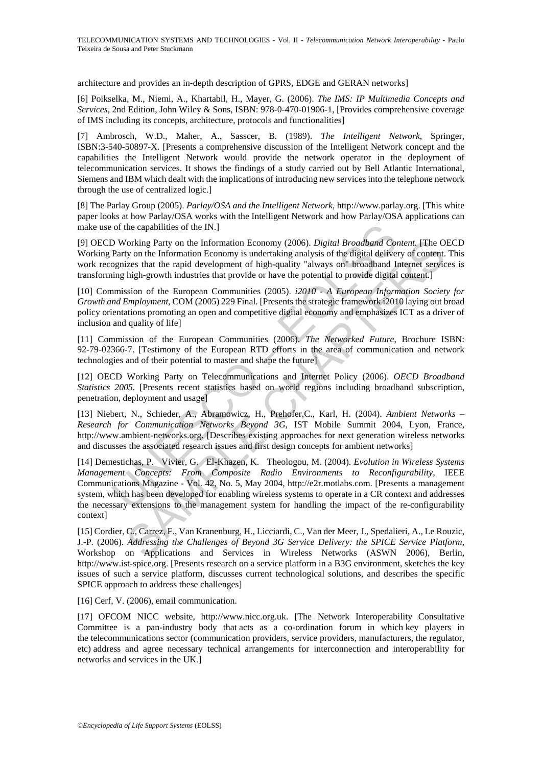architecture and provides an in-depth description of GPRS, EDGE and GERAN networks]

[6] Poikselka, M., Niemi, A., Khartabil, H., Mayer, G. (2006). *The IMS: IP Multimedia Concepts and Services*, 2nd Edition, John Wiley & Sons, ISBN: 978-0-470-01906-1, [Provides comprehensive coverage of IMS including its concepts, architecture, protocols and functionalities]

[7] Ambrosch, W.D., Maher, A., Sasscer, B. (1989). *The Intelligent Network*, Springer, ISBN:3-540-50897-X. [Presents a comprehensive discussion of the Intelligent Network concept and the capabilities the Intelligent Network would provide the network operator in the deployment of telecommunication services. It shows the findings of a study carried out by Bell Atlantic International, Siemens and IBM which dealt with the implications of introducing new services into the telephone network through the use of centralized logic.]

[8] The Parlay Group (2005). *Parlay/OSA and the Intelligent Network*, http://www.parlay.org. [This white paper looks at how Parlay/OSA works with the Intelligent Network and how Parlay/OSA applications can make use of the capabilities of the IN.]

[9] OECD Working Party on the Information Economy (2006). *Digital Broadband Content*. [The OECD Working Party on the Information Economy is undertaking analysis of the digital delivery of content. This work recognizes that the rapid development of high-quality "always on" broadband Internet services is transforming high-growth industries that provide or have the potential to provide digital content.]

[10] Commission of the European Communities (2005). *i2010 - A European Information Society for Growth and Employment*, COM (2005) 229 Final. [Presents the strategic framework i2010 laying out broad policy orientations promoting an open and competitive digital economy and emphasizes ICT as a driver of inclusion and quality of life]

[11] Commission of the European Communities (2006). *The Networked Future*, Brochure ISBN: 92-79-02366-7. [Testimony of the European RTD efforts in the area of communication and network technologies and of their potential to master and shape the future]

[12] OECD Working Party on Telecommunications and Internet Policy (2006). *OECD Broadband Statistics 2005.* [Presents recent statistics based on world regions including broadband subscription, penetration, deployment and usage]

[13] Niebert, N., Schieder, A., Abramowicz, H., Prehofer,C., Karl, H. (2004). *Ambient Networks – Research for Communication Networks Beyond 3G*, IST Mobile Summit 2004, Lyon, France, http://www.ambient-networks.org. [Describes existing approaches for next generation wireless networks and discusses the associated research issues and first design concepts for ambient networks]

[14] Demestichas, P. Vivier, G. El-Khazen, K. Theologou, M. (2004). *Evolution in Wireless Systems Management Concepts: From Composite Radio Environments to Reconfigurability*, IEEE Communications Magazine - Vol. 42, No. 5, May 2004, http://e2r.motlabs.com. [Presents a management system, which has been developed for enabling wireless systems to operate in a CR context and addresses the necessary extensions to the management system for handling the impact of the re-configurability context]

[15] Cordier, C., Carrez, F., Van Kranenburg, H., Licciardi, C., Van der Meer, J., Spedalieri, A., Le Rouzic, J.-P. (2006). *Addressing the Challenges of Beyond 3G Service Delivery: the SPICE Service Platform*, Workshop on Applications and Services in Wireless Networks (ASWN 2006), Berlin, http://www.ist-spice.org. [Presents research on a service platform in a B3G environment, sketches the key issues of such a service platform, discusses current technological solutions, and describes the specific SPICE approach to address these challenges]

[16] Cerf, V. (2006), email communication.

[17] OFCOM NICC website, http://www.nicc.org.uk. [The Network Interoperability Consultative Committee is a pan-industry body that acts as a co-ordination forum in which key players in the telecommunications sector (communication providers, service providers, manufacturers, the regulator, etc) address and agree necessary technical arrangements for interconnection and interoperability for networks and services in the UK.]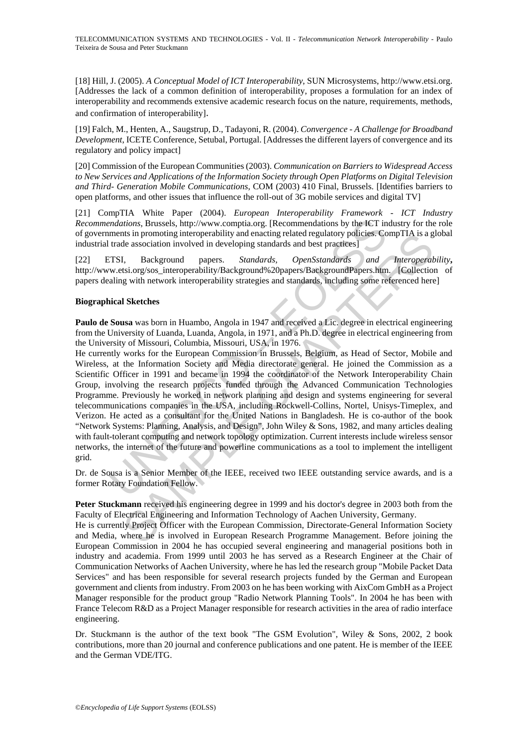[18] Hill, J. (2005). *A Conceptual Model of ICT Interoperability,* SUN Microsystems, http://www.etsi.org. [Addresses the lack of a common definition of interoperability, proposes a formulation for an index of interoperability and recommends extensive academic research focus on the nature, requirements, methods, and confirmation of interoperability].

[19] Falch, M., Henten, A., Saugstrup, D., Tadayoni, R. (2004). *Convergence - A Challenge for Broadband Development,* ICETE Conference, Setubal, Portugal. [Addresses the different layers of convergence and its regulatory and policy impact]

[20] Commission of the European Communities (2003). *Communication on Barriers to Widespread Access to New Services and Applications of the Information Society through Open Platforms on Digital Television and Third- Generation Mobile Communications,* COM (2003) 410 Final, Brussels. [Identifies barriers to open platforms, and other issues that influence the roll-out of 3G mobile services and digital TV]

[21] CompTIA White Paper (2004). *European Interoperability Framework - ICT Industry Recommendations*, Brussels, http://www.comptia.org. [Recommendations by the ICT industry for the role of governments in promoting interoperability and enacting related regulatory policies. CompTIA is a global industrial trade association involved in developing standards and best practices]

[22] ETSI, Background papers. *Standards, OpenSstandards and Interoperability***,** http://www.etsi.org/sos_interoperability/Background%20papers/BackgroundPapers.htm. [Collection of papers dealing with network interoperability strategies and standards, including some referenced here]

**Biographical Sketches**

**Paulo de Sousa** was born in Huambo, Angola in 1947 and received a Lic. degree in electrical engineering from the University of Luanda, Luanda, Angola, in 1971, and a Ph.D. degree in electrical engineering from the University of Missouri, Columbia, Missouri, USA, in 1976.
He currently works for the European Commission in Brussels, Belgium, as Head of Sector, Mobile and Wireless, at the Information Society and Media directorate general. He joined the Commission as a Scientific Officer in 1991 and became in 1994 the coordinator of the Network Interoperability Chain Group, involving the research projects funded through the Advanced Communication Technologies Programme. Previously he worked in network planning and design and systems engineering for several telecommunications companies in the USA, including Rockwell-Collins, Nortel, Unisys-Timeplex, and Verizon. He acted as a consultant for the United Nations in Bangladesh. He is co-author of the book "Network Systems: Planning, Analysis, and Design", John Wiley & Sons, 1982, and many articles dealing with fault-tolerant computing and network topology optimization. Current interests include wireless sensor networks, the internet of the future and powerline communications as a tool to implement the intelligent grid.

Dr. de Sousa is a Senior Member of the IEEE, received two IEEE outstanding service awards, and is a former Rotary Foundation Fellow.

**Peter Stuckmann** received his engineering degree in 1999 and his doctor's degree in 2003 both from the Faculty of Electrical Engineering and Information Technology of Aachen University, Germany.
He is currently Project Officer with the European Commission, Directorate-General Information Society and Media, where he is involved in European Research Programme Management. Before joining the European Commission in 2004 he has occupied several engineering and managerial positions both in industry and academia. From 1999 until 2003 he has served as a Research Engineer at the Chair of Communication Networks of Aachen University, where he has led the research group "Mobile Packet Data Services" and has been responsible for several research projects funded by the German and European government and clients from industry. From 2003 on he has been working with AixCom GmbH as a Project Manager responsible for the product group "Radio Network Planning Tools". In 2004 he has been with France Telecom R&D as a Project Manager responsible for research activities in the area of radio interface engineering.

Dr. Stuckmann is the author of the text book "The GSM Evolution", Wiley & Sons, 2002, 2 book contributions, more than 20 journal and conference publications and one patent. He is member of the IEEE and the German VDE/ITG.